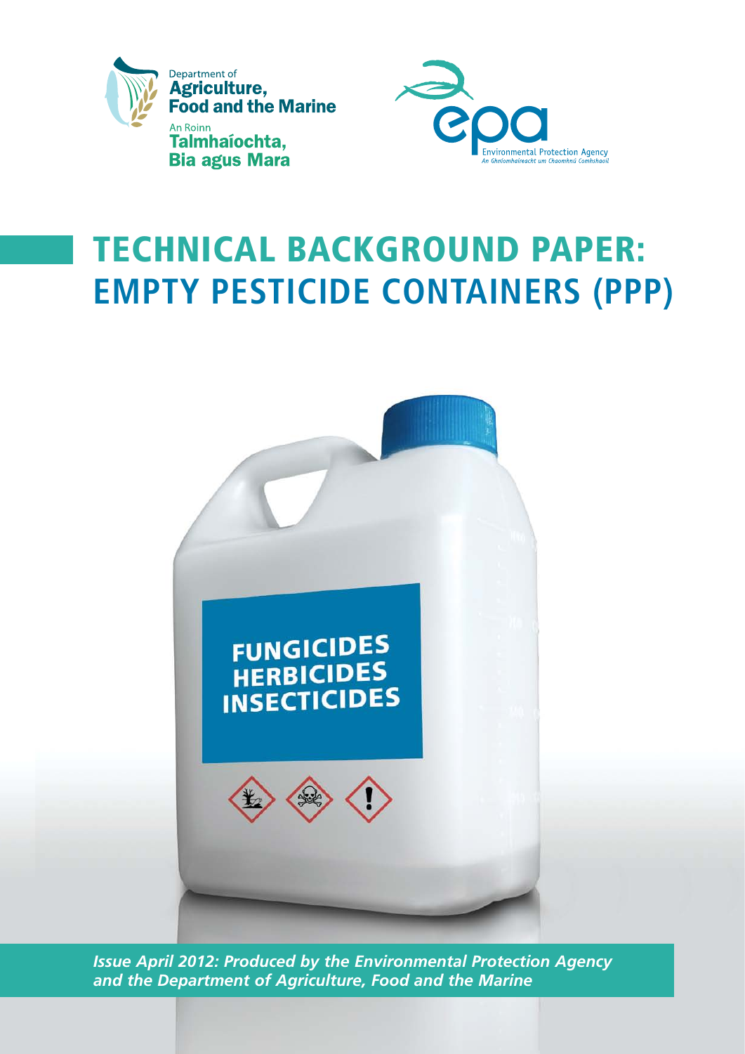Department of
**Agriculture, Food and the Marine**

An Roinn
**Talmhaíochta, Bia agus Mara**

Environmental Protection Agency
An Ghníomhaireacht um Chaomhnú Comhshaoil

# TECHNICAL BACKGROUND PAPER: EMPTY PESTICIDE CONTAINERS (PPP)

FUNGICIDES
HERBICIDES
INSECTICIDES

***Issue April 2012: Produced by the Environmental Protection Agency and the Department of Agriculture, Food and the Marine***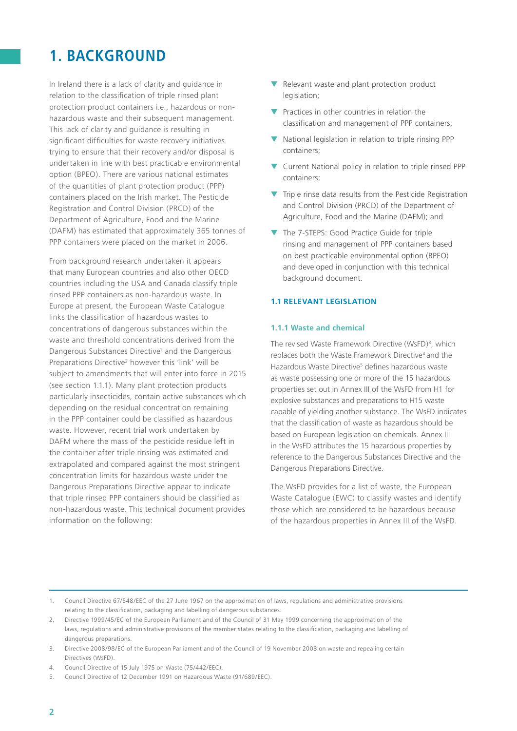# 1. BACKGROUND

In Ireland there is a lack of clarity and guidance in relation to the classification of triple rinsed plant protection product containers i.e., hazardous or non-hazardous waste and their subsequent management. This lack of clarity and guidance is resulting in significant difficulties for waste recovery initiatives trying to ensure that their recovery and/or disposal is undertaken in line with best practicable environmental option (BPEO). There are various national estimates of the quantities of plant protection product (PPP) containers placed on the Irish market. The Pesticide Registration and Control Division (PRCD) of the Department of Agriculture, Food and the Marine (DAFM) has estimated that approximately 365 tonnes of PPP containers were placed on the market in 2006.

From background research undertaken it appears that many European countries and also other OECD countries including the USA and Canada classify triple rinsed PPP containers as non-hazardous waste. In Europe at present, the European Waste Catalogue links the classification of hazardous wastes to concentrations of dangerous substances within the waste and threshold concentrations derived from the Dangerous Substances Directive[1] and the Dangerous Preparations Directive[2] however this 'link' will be subject to amendments that will enter into force in 2015 (see section 1.1.1). Many plant protection products particularly insecticides, contain active substances which depending on the residual concentration remaining in the PPP container could be classified as hazardous waste. However, recent trial work undertaken by DAFM where the mass of the pesticide residue left in the container after triple rinsing was estimated and extrapolated and compared against the most stringent concentration limits for hazardous waste under the Dangerous Preparations Directive appear to indicate that triple rinsed PPP containers should be classified as non-hazardous waste. This technical document provides information on the following:

- Relevant waste and plant protection product legislation;
- Practices in other countries in relation the classification and management of PPP containers;
- National legislation in relation to triple rinsing PPP containers;
- Current National policy in relation to triple rinsed PPP containers;
- Triple rinse data results from the Pesticide Registration and Control Division (PRCD) of the Department of Agriculture, Food and the Marine (DAFM); and
- The 7-STEPS: Good Practice Guide for triple rinsing and management of PPP containers based on best practicable environmental option (BPEO) and developed in conjunction with this technical background document.

## 1.1 RELEVANT LEGISLATION

### 1.1.1 Waste and chemical

The revised Waste Framework Directive (WsFD)[3], which replaces both the Waste Framework Directive[4] and the Hazardous Waste Directive[5] defines hazardous waste as waste possessing one or more of the 15 hazardous properties set out in Annex III of the WsFD from H1 for explosive substances and preparations to H15 waste capable of yielding another substance. The WsFD indicates that the classification of waste as hazardous should be based on European legislation on chemicals. Annex III in the WsFD attributes the 15 hazardous properties by reference to the Dangerous Substances Directive and the Dangerous Preparations Directive.

The WsFD provides for a list of waste, the European Waste Catalogue (EWC) to classify wastes and identify those which are considered to be hazardous because of the hazardous properties in Annex III of the WsFD.

---

1. Council Directive 67/548/EEC of the 27 June 1967 on the approximation of laws, regulations and administrative provisions relating to the classification, packaging and labelling of dangerous substances.
2. Directive 1999/45/EC of the European Parliament and of the Council of 31 May 1999 concerning the approximation of the laws, regulations and administrative provisions of the member states relating to the classification, packaging and labelling of dangerous preparations.
3. Directive 2008/98/EC of the European Parliament and of the Council of 19 November 2008 on waste and repealing certain Directives (WsFD).
4. Council Directive of 15 July 1975 on Waste (75/442/EEC).
5. Council Directive of 12 December 1991 on Hazardous Waste (91/689/EEC).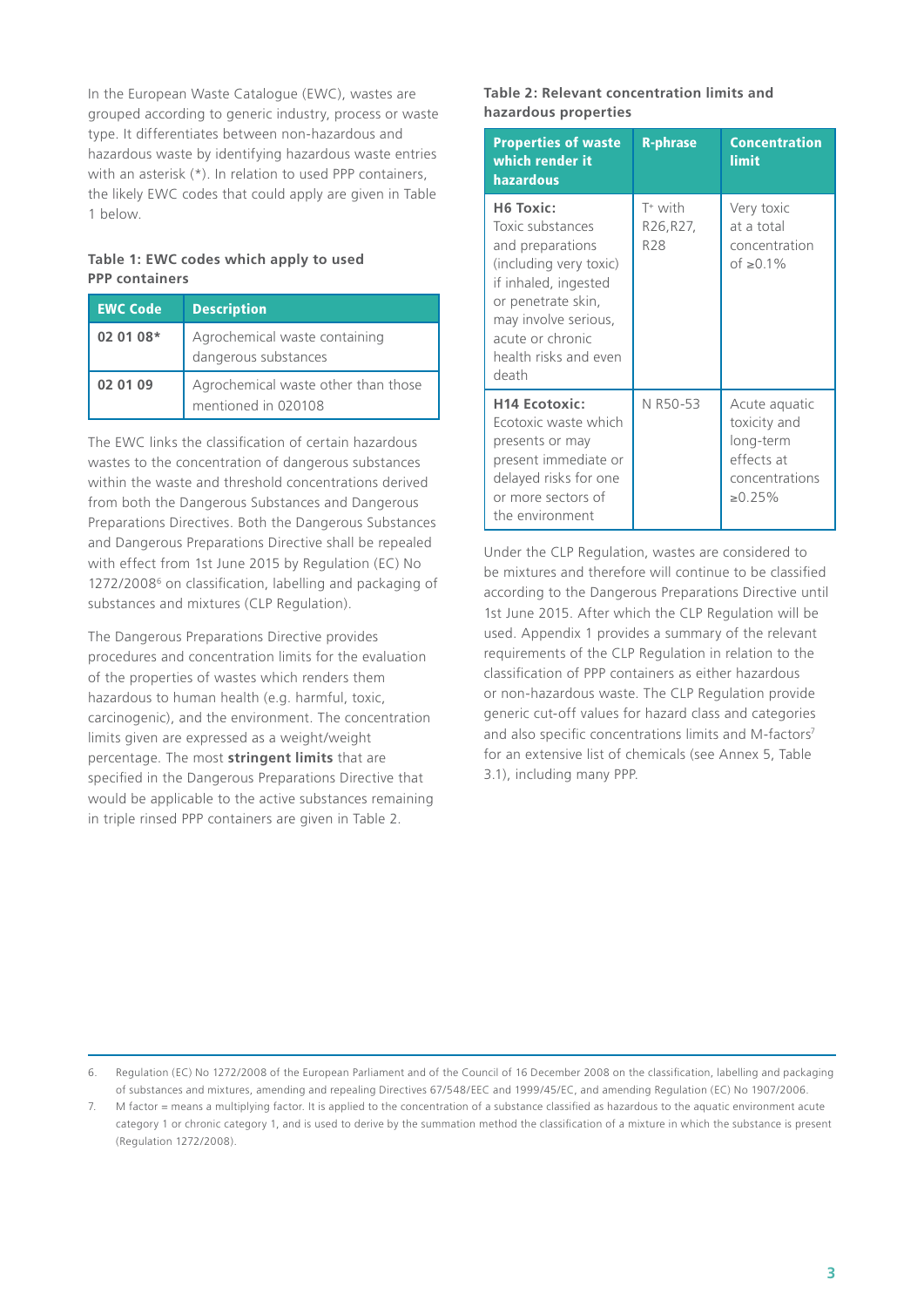In the European Waste Catalogue (EWC), wastes are grouped according to generic industry, process or waste type. It differentiates between non-hazardous and hazardous waste by identifying hazardous waste entries with an asterisk (*). In relation to used PPP containers, the likely EWC codes that could apply are given in Table 1 below.

**Table 1: EWC codes which apply to used PPP containers**

| EWC Code | Description |
|---|---|
| 02 01 08* | Agrochemical waste containing dangerous substances |
| 02 01 09 | Agrochemical waste other than those mentioned in 020108 |

The EWC links the classification of certain hazardous wastes to the concentration of dangerous substances within the waste and threshold concentrations derived from both the Dangerous Substances and Dangerous Preparations Directives. Both the Dangerous Substances and Dangerous Preparations Directive shall be repealed with effect from 1st June 2015 by Regulation (EC) No 1272/2008[6] on classification, labelling and packaging of substances and mixtures (CLP Regulation).

The Dangerous Preparations Directive provides procedures and concentration limits for the evaluation of the properties of wastes which renders them hazardous to human health (e.g. harmful, toxic, carcinogenic), and the environment. The concentration limits given are expressed as a weight/weight percentage. The most **stringent limits** that are specified in the Dangerous Preparations Directive that would be applicable to the active substances remaining in triple rinsed PPP containers are given in Table 2.

**Table 2: Relevant concentration limits and hazardous properties**

| Properties of waste which render it hazardous | R-phrase | Concentration limit |
|---|---|---|
| **H6 Toxic:** Toxic substances and preparations (including very toxic) if inhaled, ingested or penetrate skin, may involve serious, acute or chronic health risks and even death | $T^{+}$ with R26,R27, R28 | Very toxic at a total concentration of ≥0.1% |
| **H14 Ecotoxic:** Ecotoxic waste which presents or may present immediate or delayed risks for one or more sectors of the environment | N R50-53 | Acute aquatic toxicity and long-term effects at concentrations ≥0.25% |

Under the CLP Regulation, wastes are considered to be mixtures and therefore will continue to be classified according to the Dangerous Preparations Directive until 1st June 2015. After which the CLP Regulation will be used. Appendix 1 provides a summary of the relevant requirements of the CLP Regulation in relation to the classification of PPP containers as either hazardous or non-hazardous waste. The CLP Regulation provide generic cut-off values for hazard class and categories and also specific concentrations limits and M-factors[7] for an extensive list of chemicals (see Annex 5, Table 3.1), including many PPP.

---

6. Regulation (EC) No 1272/2008 of the European Parliament and of the Council of 16 December 2008 on the classification, labelling and packaging of substances and mixtures, amending and repealing Directives 67/548/EEC and 1999/45/EC, and amending Regulation (EC) No 1907/2006.

7. M factor = means a multiplying factor. It is applied to the concentration of a substance classified as hazardous to the aquatic environment acute category 1 or chronic category 1, and is used to derive by the summation method the classification of a mixture in which the substance is present (Regulation 1272/2008).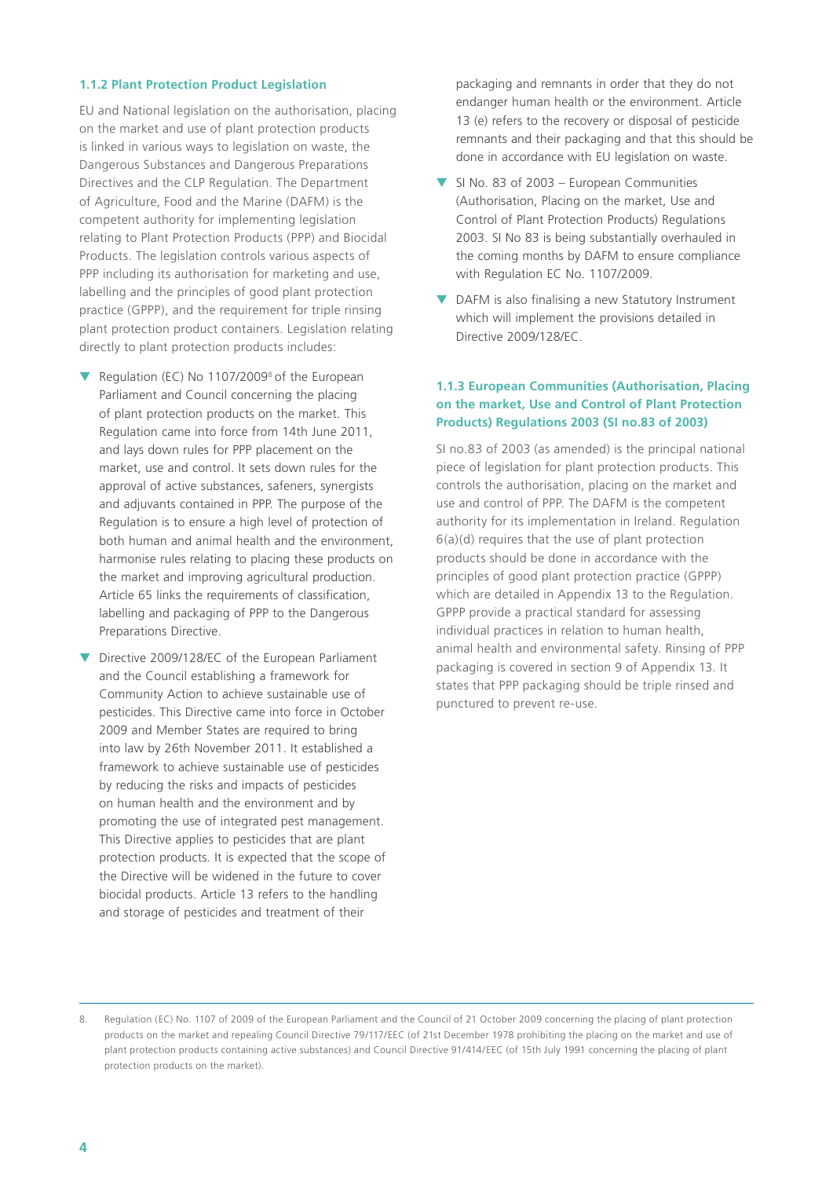### 1.1.2 Plant Protection Product Legislation

EU and National legislation on the authorisation, placing on the market and use of plant protection products is linked in various ways to legislation on waste, the Dangerous Substances and Dangerous Preparations Directives and the CLP Regulation. The Department of Agriculture, Food and the Marine (DAFM) is the competent authority for implementing legislation relating to Plant Protection Products (PPP) and Biocidal Products. The legislation controls various aspects of PPP including its authorisation for marketing and use, labelling and the principles of good plant protection practice (GPPP), and the requirement for triple rinsing plant protection product containers. Legislation relating directly to plant protection products includes:

- Regulation (EC) No 1107/2009[8] of the European Parliament and Council concerning the placing of plant protection products on the market. This Regulation came into force from 14th June 2011, and lays down rules for PPP placement on the market, use and control. It sets down rules for the approval of active substances, safeners, synergists and adjuvants contained in PPP. The purpose of the Regulation is to ensure a high level of protection of both human and animal health and the environment, harmonise rules relating to placing these products on the market and improving agricultural production. Article 65 links the requirements of classification, labelling and packaging of PPP to the Dangerous Preparations Directive.
- Directive 2009/128/EC of the European Parliament and the Council establishing a framework for Community Action to achieve sustainable use of pesticides. This Directive came into force in October 2009 and Member States are required to bring into law by 26th November 2011. It established a framework to achieve sustainable use of pesticides by reducing the risks and impacts of pesticides on human health and the environment and by promoting the use of integrated pest management. This Directive applies to pesticides that are plant protection products. It is expected that the scope of the Directive will be widened in the future to cover biocidal products. Article 13 refers to the handling and storage of pesticides and treatment of their packaging and remnants in order that they do not endanger human health or the environment. Article 13 (e) refers to the recovery or disposal of pesticide remnants and their packaging and that this should be done in accordance with EU legislation on waste.
- SI No. 83 of 2003 – European Communities (Authorisation, Placing on the market, Use and Control of Plant Protection Products) Regulations 2003. SI No 83 is being substantially overhauled in the coming months by DAFM to ensure compliance with Regulation EC No. 1107/2009.
- DAFM is also finalising a new Statutory Instrument which will implement the provisions detailed in Directive 2009/128/EC.

### 1.1.3 European Communities (Authorisation, Placing on the market, Use and Control of Plant Protection Products) Regulations 2003 (SI no.83 of 2003)

SI no.83 of 2003 (as amended) is the principal national piece of legislation for plant protection products. This controls the authorisation, placing on the market and use and control of PPP. The DAFM is the competent authority for its implementation in Ireland. Regulation 6(a)(d) requires that the use of plant protection products should be done in accordance with the principles of good plant protection practice (GPPP) which are detailed in Appendix 13 to the Regulation. GPPP provide a practical standard for assessing individual practices in relation to human health, animal health and environmental safety. Rinsing of PPP packaging is covered in section 9 of Appendix 13. It states that PPP packaging should be triple rinsed and punctured to prevent re-use.

---

8. Regulation (EC) No. 1107 of 2009 of the European Parliament and the Council of 21 October 2009 concerning the placing of plant protection products on the market and repealing Council Directive 79/117/EEC (of 21st December 1978 prohibiting the placing on the market and use of plant protection products containing active substances) and Council Directive 91/414/EEC (of 15th July 1991 concerning the placing of plant protection products on the market).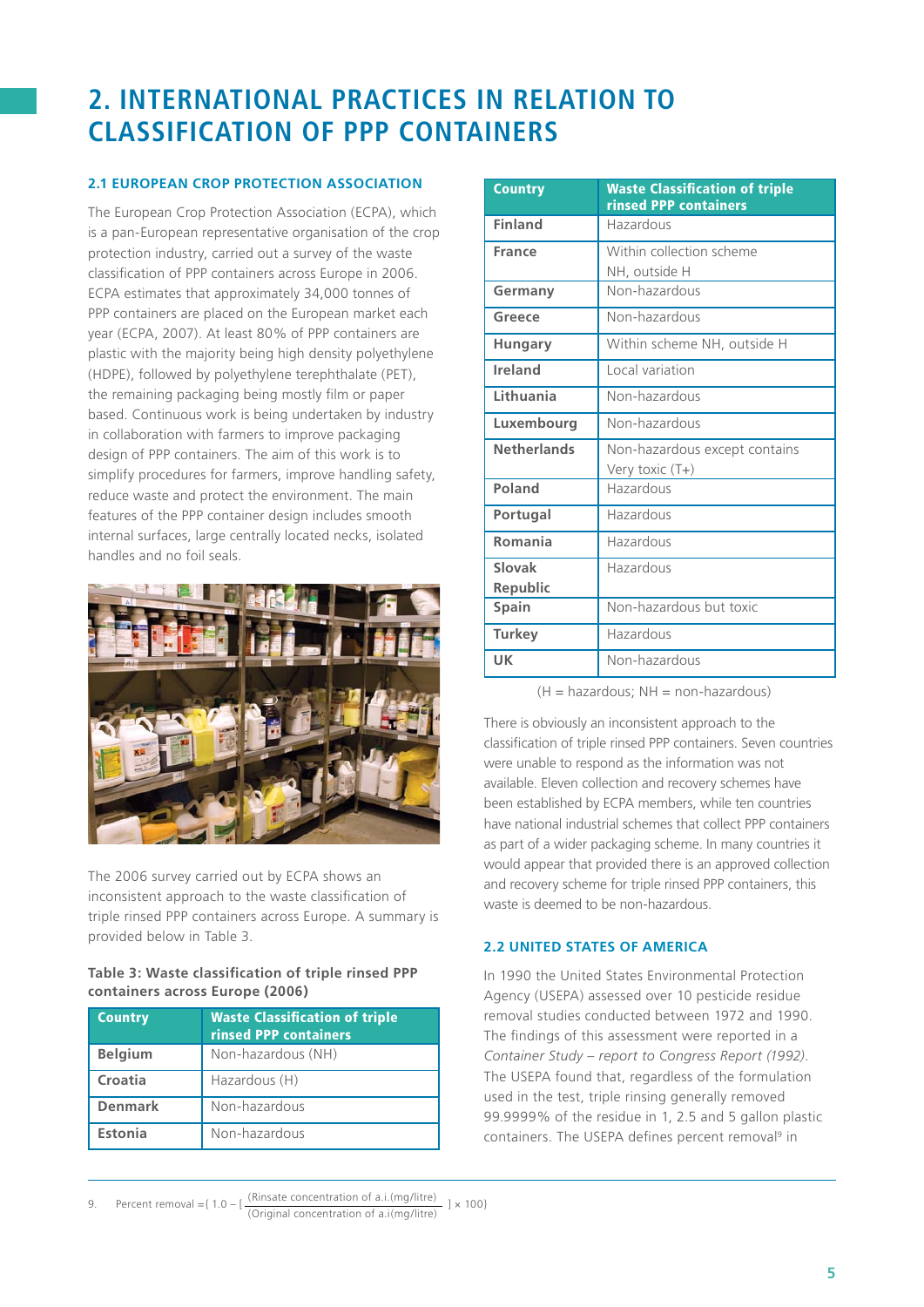# 2. INTERNATIONAL PRACTICES IN RELATION TO CLASSIFICATION OF PPP CONTAINERS

### 2.1 EUROPEAN CROP PROTECTION ASSOCIATION

The European Crop Protection Association (ECPA), which is a pan-European representative organisation of the crop protection industry, carried out a survey of the waste classification of PPP containers across Europe in 2006. ECPA estimates that approximately 34,000 tonnes of PPP containers are placed on the European market each year (ECPA, 2007). At least 80% of PPP containers are plastic with the majority being high density polyethylene (HDPE), followed by polyethylene terephthalate (PET), the remaining packaging being mostly film or paper based. Continuous work is being undertaken by industry in collaboration with farmers to improve packaging design of PPP containers. The aim of this work is to simplify procedures for farmers, improve handling safety, reduce waste and protect the environment. The main features of the PPP container design includes smooth internal surfaces, large centrally located necks, isolated handles and no foil seals.

The 2006 survey carried out by ECPA shows an inconsistent approach to the waste classification of triple rinsed PPP containers across Europe. A summary is provided below in Table 3.

**Table 3: Waste classification of triple rinsed PPP containers across Europe (2006)**

| Country | Waste Classification of triple rinsed PPP containers |
|---|---|
| Belgium | Non-hazardous (NH) |
| Croatia | Hazardous (H) |
| Denmark | Non-hazardous |
| Estonia | Non-hazardous |
| Finland | Hazardous |
| France | Within collection scheme NH, outside H |
| Germany | Non-hazardous |
| Greece | Non-hazardous |
| Hungary | Within scheme NH, outside H |
| Ireland | Local variation |
| Lithuania | Non-hazardous |
| Luxembourg | Non-hazardous |
| Netherlands | Non-hazardous except contains Very toxic (T+) |
| Poland | Hazardous |
| Portugal | Hazardous |
| Romania | Hazardous |
| Slovak Republic | Hazardous |
| Spain | Non-hazardous but toxic |
| Turkey | Hazardous |
| UK | Non-hazardous |

(H = hazardous; NH = non-hazardous)

There is obviously an inconsistent approach to the classification of triple rinsed PPP containers. Seven countries were unable to respond as the information was not available. Eleven collection and recovery schemes have been established by ECPA members, while ten countries have national industrial schemes that collect PPP containers as part of a wider packaging scheme. In many countries it would appear that provided there is an approved collection and recovery scheme for triple rinsed PPP containers, this waste is deemed to be non-hazardous.

### 2.2 UNITED STATES OF AMERICA

In 1990 the United States Environmental Protection Agency (USEPA) assessed over 10 pesticide residue removal studies conducted between 1972 and 1990. The findings of this assessment were reported in a *Container Study – report to Congress Report (1992)*. The USEPA found that, regardless of the formulation used in the test, triple rinsing generally removed 99.9999% of the residue in 1, 2.5 and 5 gallon plastic containers. The USEPA defines percent removal[9] in

9. Percent removal $= \{ 1.0 - [ \frac{\text{(Rinsate concentration of a.i.(mg/litre)}}{\text{(Original concentration of a.i(mg/litre)}} ] \times 100 \}$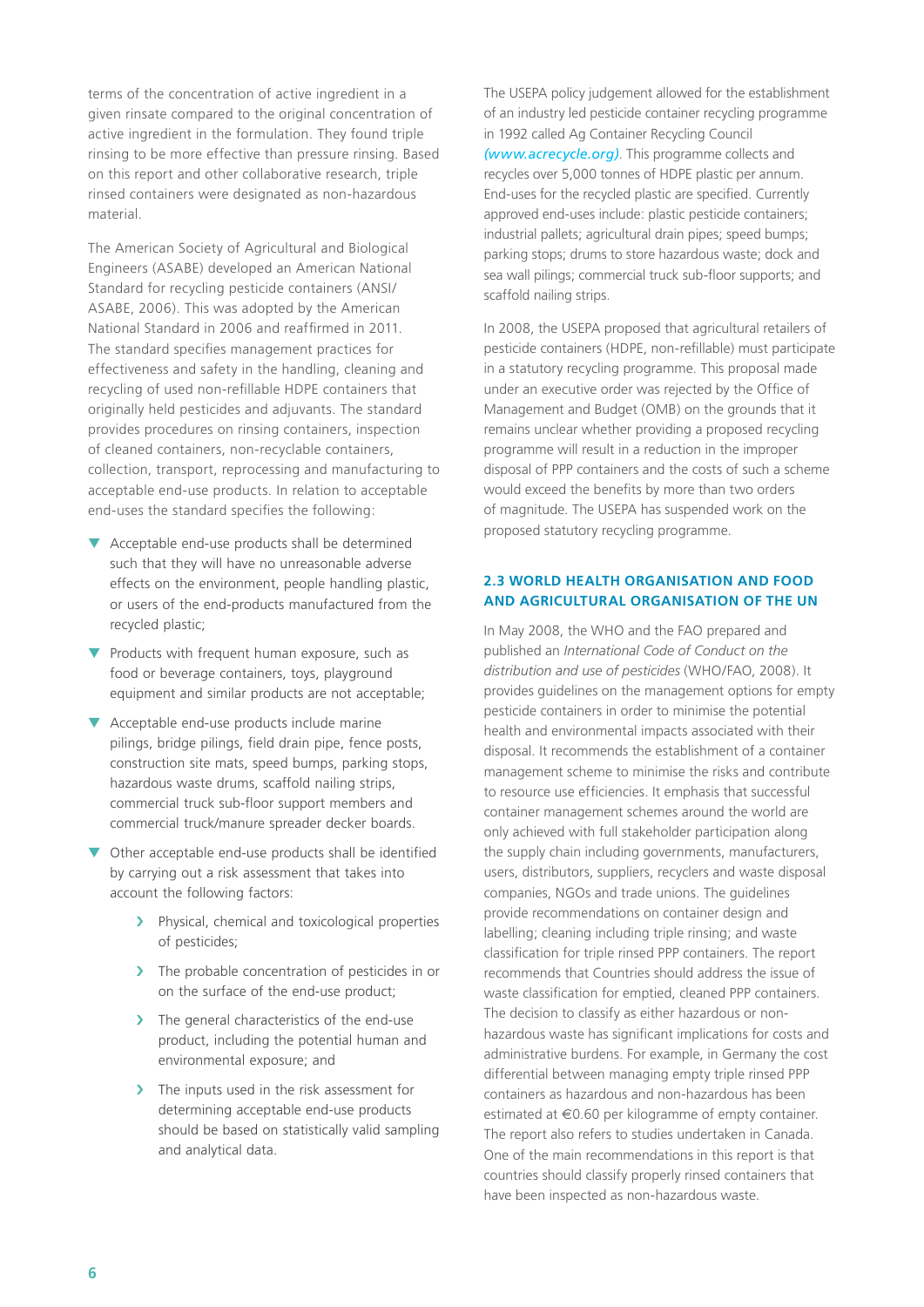terms of the concentration of active ingredient in a given rinsate compared to the original concentration of active ingredient in the formulation. They found triple rinsing to be more effective than pressure rinsing. Based on this report and other collaborative research, triple rinsed containers were designated as non-hazardous material.

The American Society of Agricultural and Biological Engineers (ASABE) developed an American National Standard for recycling pesticide containers (ANSI/ASABE, 2006). This was adopted by the American National Standard in 2006 and reaffirmed in 2011. The standard specifies management practices for effectiveness and safety in the handling, cleaning and recycling of used non-refillable HDPE containers that originally held pesticides and adjuvants. The standard provides procedures on rinsing containers, inspection of cleaned containers, non-recyclable containers, collection, transport, reprocessing and manufacturing to acceptable end-use products. In relation to acceptable end-uses the standard specifies the following:

- Acceptable end-use products shall be determined such that they will have no unreasonable adverse effects on the environment, people handling plastic, or users of the end-products manufactured from the recycled plastic;
- Products with frequent human exposure, such as food or beverage containers, toys, playground equipment and similar products are not acceptable;
- Acceptable end-use products include marine pilings, bridge pilings, field drain pipe, fence posts, construction site mats, speed bumps, parking stops, hazardous waste drums, scaffold nailing strips, commercial truck sub-floor support members and commercial truck/manure spreader decker boards.
- Other acceptable end-use products shall be identified by carrying out a risk assessment that takes into account the following factors:
  - Physical, chemical and toxicological properties of pesticides;
  - The probable concentration of pesticides in or on the surface of the end-use product;
  - The general characteristics of the end-use product, including the potential human and environmental exposure; and
  - The inputs used in the risk assessment for determining acceptable end-use products should be based on statistically valid sampling and analytical data.

The USEPA policy judgement allowed for the establishment of an industry led pesticide container recycling programme in 1992 called Ag Container Recycling Council *(www.acrecycle.org)*. This programme collects and recycles over 5,000 tonnes of HDPE plastic per annum. End-uses for the recycled plastic are specified. Currently approved end-uses include: plastic pesticide containers; industrial pallets; agricultural drain pipes; speed bumps; parking stops; drums to store hazardous waste; dock and sea wall pilings; commercial truck sub-floor supports; and scaffold nailing strips.

In 2008, the USEPA proposed that agricultural retailers of pesticide containers (HDPE, non-refillable) must participate in a statutory recycling programme. This proposal made under an executive order was rejected by the Office of Management and Budget (OMB) on the grounds that it remains unclear whether providing a proposed recycling programme will result in a reduction in the improper disposal of PPP containers and the costs of such a scheme would exceed the benefits by more than two orders of magnitude. The USEPA has suspended work on the proposed statutory recycling programme.

## 2.3 WORLD HEALTH ORGANISATION AND FOOD AND AGRICULTURAL ORGANISATION OF THE UN

In May 2008, the WHO and the FAO prepared and published an *International Code of Conduct on the distribution and use of pesticides* (WHO/FAO, 2008). It provides guidelines on the management options for empty pesticide containers in order to minimise the potential health and environmental impacts associated with their disposal. It recommends the establishment of a container management scheme to minimise the risks and contribute to resource use efficiencies. It emphasis that successful container management schemes around the world are only achieved with full stakeholder participation along the supply chain including governments, manufacturers, users, distributors, suppliers, recyclers and waste disposal companies, NGOs and trade unions. The guidelines provide recommendations on container design and labelling; cleaning including triple rinsing; and waste classification for triple rinsed PPP containers. The report recommends that Countries should address the issue of waste classification for emptied, cleaned PPP containers. The decision to classify as either hazardous or non-hazardous waste has significant implications for costs and administrative burdens. For example, in Germany the cost differential between managing empty triple rinsed PPP containers as hazardous and non-hazardous has been estimated at €0.60 per kilogramme of empty container. The report also refers to studies undertaken in Canada. One of the main recommendations in this report is that countries should classify properly rinsed containers that have been inspected as non-hazardous waste.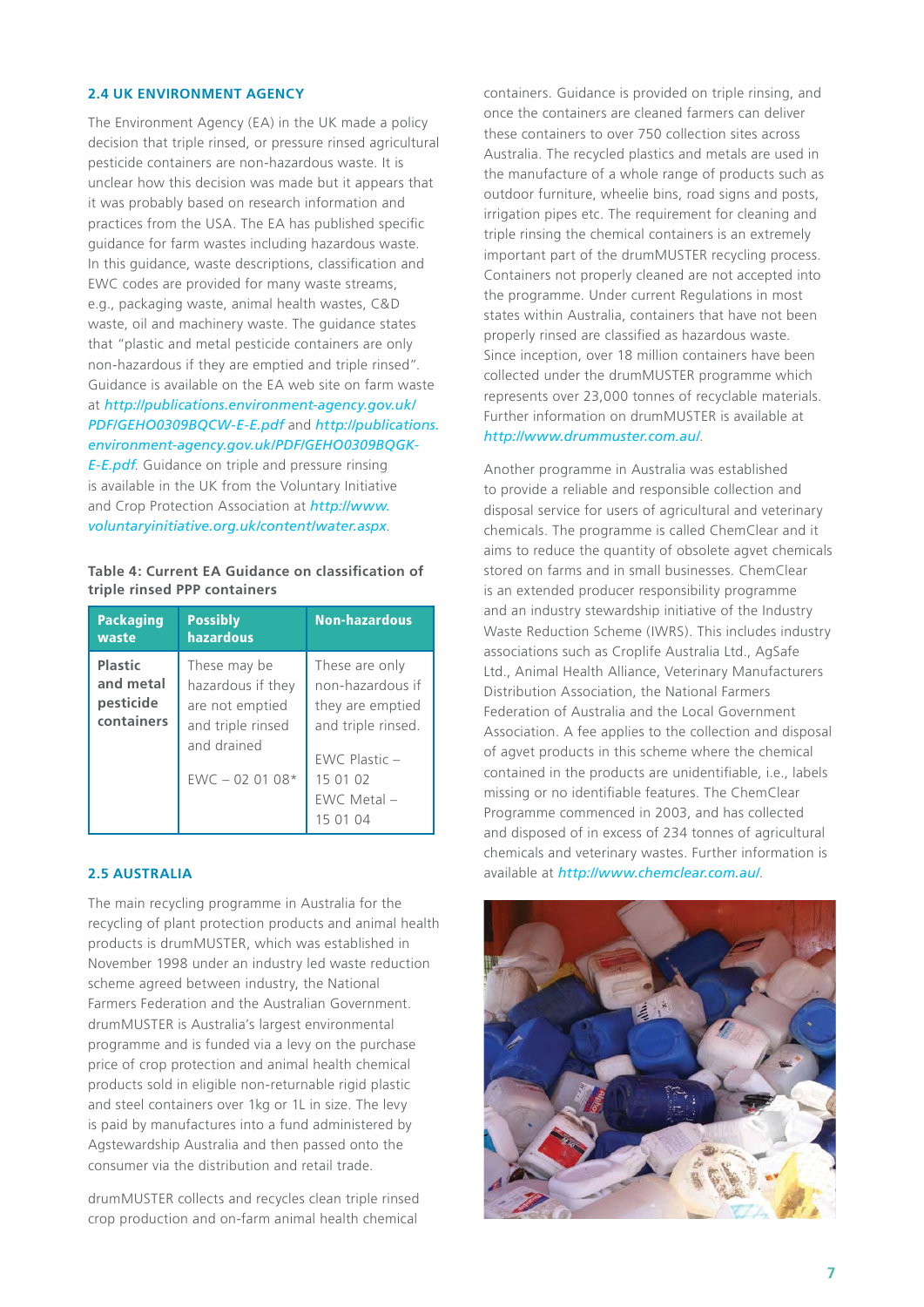## 2.4 UK ENVIRONMENT AGENCY

The Environment Agency (EA) in the UK made a policy decision that triple rinsed, or pressure rinsed agricultural pesticide containers are non-hazardous waste. It is unclear how this decision was made but it appears that it was probably based on research information and practices from the USA. The EA has published specific guidance for farm wastes including hazardous waste. In this guidance, waste descriptions, classification and EWC codes are provided for many waste streams, e.g., packaging waste, animal health wastes, C&D waste, oil and machinery waste. The guidance states that "plastic and metal pesticide containers are only non-hazardous if they are emptied and triple rinsed". Guidance is available on the EA web site on farm waste at *http://publications.environment-agency.gov.uk/PDF/GEHO0309BQCW-E-E.pdf* and *http://publications.environment-agency.gov.uk/PDF/GEHO0309BQGK-E-E.pdf*. Guidance on triple and pressure rinsing is available in the UK from the Voluntary Initiative and Crop Protection Association at *http://www.voluntaryinitiative.org.uk/content/water.aspx*.

**Table 4: Current EA Guidance on classification of triple rinsed PPP containers**

| Packaging waste | Possibly hazardous | Non-hazardous |
|---|---|---|
| **Plastic and metal pesticide containers** | These may be hazardous if they are not emptied and triple rinsed and drained<br><br>EWC – 02 01 08* | These are only non-hazardous if they are emptied and triple rinsed.<br><br>EWC Plastic – 15 01 02<br>EWC Metal – 15 01 04 |

## 2.5 AUSTRALIA

The main recycling programme in Australia for the recycling of plant protection products and animal health products is drumMUSTER, which was established in November 1998 under an industry led waste reduction scheme agreed between industry, the National Farmers Federation and the Australian Government. drumMUSTER is Australia's largest environmental programme and is funded via a levy on the purchase price of crop protection and animal health chemical products sold in eligible non-returnable rigid plastic and steel containers over 1kg or 1L in size. The levy is paid by manufactures into a fund administered by Agstewardship Australia and then passed onto the consumer via the distribution and retail trade.

drumMUSTER collects and recycles clean triple rinsed crop production and on-farm animal health chemical containers. Guidance is provided on triple rinsing, and once the containers are cleaned farmers can deliver these containers to over 750 collection sites across Australia. The recycled plastics and metals are used in the manufacture of a whole range of products such as outdoor furniture, wheelie bins, road signs and posts, irrigation pipes etc. The requirement for cleaning and triple rinsing the chemical containers is an extremely important part of the drumMUSTER recycling process. Containers not properly cleaned are not accepted into the programme. Under current Regulations in most states within Australia, containers that have not been properly rinsed are classified as hazardous waste. Since inception, over 18 million containers have been collected under the drumMUSTER programme which represents over 23,000 tonnes of recyclable materials. Further information on drumMUSTER is available at *http://www.drummuster.com.au/*.

Another programme in Australia was established to provide a reliable and responsible collection and disposal service for users of agricultural and veterinary chemicals. The programme is called ChemClear and it aims to reduce the quantity of obsolete agvet chemicals stored on farms and in small businesses. ChemClear is an extended producer responsibility programme and an industry stewardship initiative of the Industry Waste Reduction Scheme (IWRS). This includes industry associations such as Croplife Australia Ltd., AgSafe Ltd., Animal Health Alliance, Veterinary Manufacturers Distribution Association, the National Farmers Federation of Australia and the Local Government Association. A fee applies to the collection and disposal of agvet products in this scheme where the chemical contained in the products are unidentifiable, i.e., labels missing or no identifiable features. The ChemClear Programme commenced in 2003, and has collected and disposed of in excess of 234 tonnes of agricultural chemicals and veterinary wastes. Further information is available at *http://www.chemclear.com.au/*.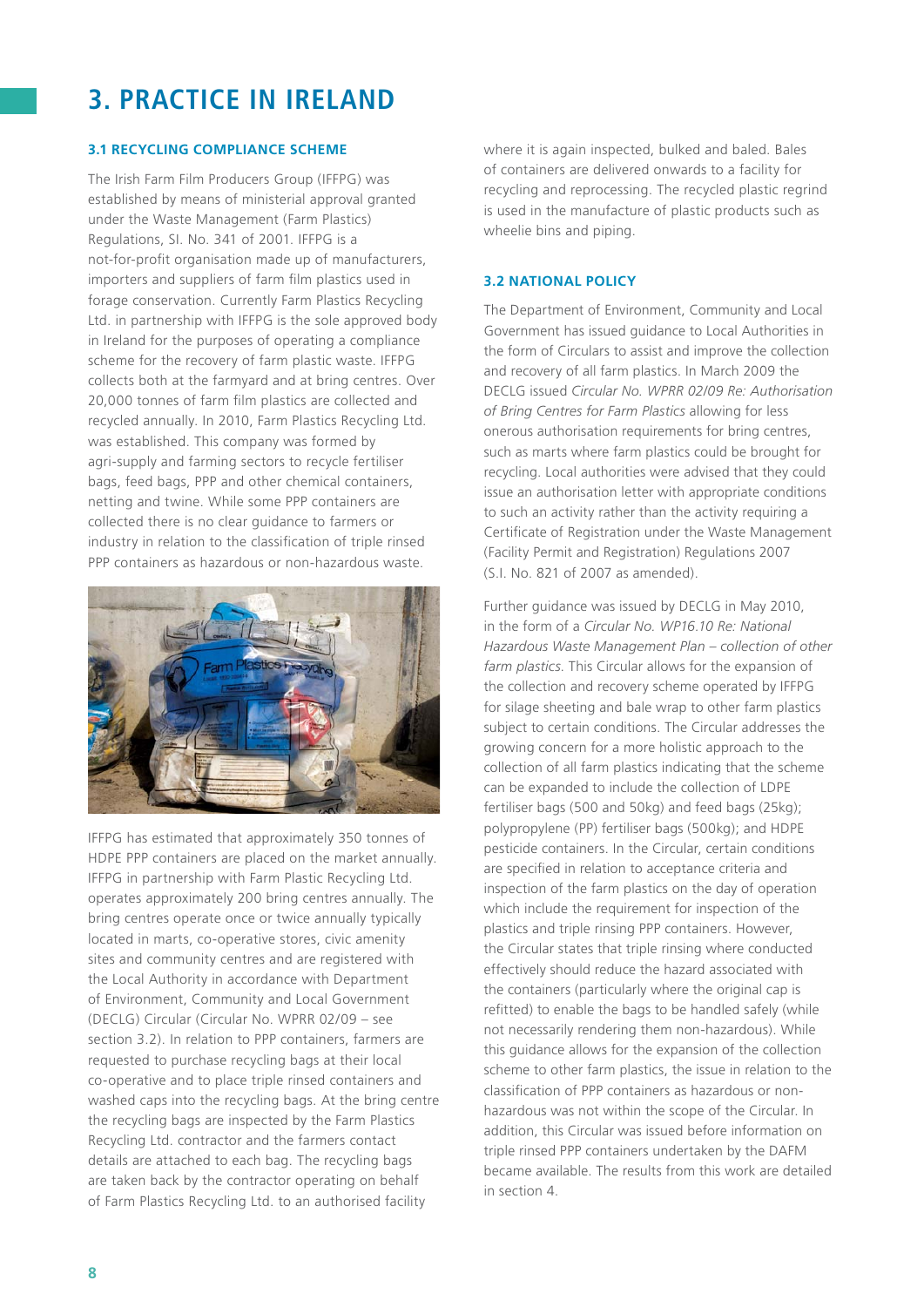# 3. PRACTICE IN IRELAND

### 3.1 RECYCLING COMPLIANCE SCHEME

The Irish Farm Film Producers Group (IFFPG) was established by means of ministerial approval granted under the Waste Management (Farm Plastics) Regulations, SI. No. 341 of 2001. IFFPG is a not-for-profit organisation made up of manufacturers, importers and suppliers of farm film plastics used in forage conservation. Currently Farm Plastics Recycling Ltd. in partnership with IFFPG is the sole approved body in Ireland for the purposes of operating a compliance scheme for the recovery of farm plastic waste. IFFPG collects both at the farmyard and at bring centres. Over 20,000 tonnes of farm film plastics are collected and recycled annually. In 2010, Farm Plastics Recycling Ltd. was established. This company was formed by agri-supply and farming sectors to recycle fertiliser bags, feed bags, PPP and other chemical containers, netting and twine. While some PPP containers are collected there is no clear guidance to farmers or industry in relation to the classification of triple rinsed PPP containers as hazardous or non-hazardous waste.

IFFPG has estimated that approximately 350 tonnes of HDPE PPP containers are placed on the market annually. IFFPG in partnership with Farm Plastic Recycling Ltd. operates approximately 200 bring centres annually. The bring centres operate once or twice annually typically located in marts, co-operative stores, civic amenity sites and community centres and are registered with the Local Authority in accordance with Department of Environment, Community and Local Government (DECLG) Circular (Circular No. WPRR 02/09 – see section 3.2). In relation to PPP containers, farmers are requested to purchase recycling bags at their local co-operative and to place triple rinsed containers and washed caps into the recycling bags. At the bring centre the recycling bags are inspected by the Farm Plastics Recycling Ltd. contractor and the farmers contact details are attached to each bag. The recycling bags are taken back by the contractor operating on behalf of Farm Plastics Recycling Ltd. to an authorised facility where it is again inspected, bulked and baled. Bales of containers are delivered onwards to a facility for recycling and reprocessing. The recycled plastic regrind is used in the manufacture of plastic products such as wheelie bins and piping.

### 3.2 NATIONAL POLICY

The Department of Environment, Community and Local Government has issued guidance to Local Authorities in the form of Circulars to assist and improve the collection and recovery of all farm plastics. In March 2009 the DECLG issued *Circular No. WPRR 02/09 Re: Authorisation of Bring Centres for Farm Plastics* allowing for less onerous authorisation requirements for bring centres, such as marts where farm plastics could be brought for recycling. Local authorities were advised that they could issue an authorisation letter with appropriate conditions to such an activity rather than the activity requiring a Certificate of Registration under the Waste Management (Facility Permit and Registration) Regulations 2007 (S.I. No. 821 of 2007 as amended).

Further guidance was issued by DECLG in May 2010, in the form of a *Circular No. WP16.10 Re: National Hazardous Waste Management Plan – collection of other farm plastics.* This Circular allows for the expansion of the collection and recovery scheme operated by IFFPG for silage sheeting and bale wrap to other farm plastics subject to certain conditions. The Circular addresses the growing concern for a more holistic approach to the collection of all farm plastics indicating that the scheme can be expanded to include the collection of LDPE fertiliser bags (500 and 50kg) and feed bags (25kg); polypropylene (PP) fertiliser bags (500kg); and HDPE pesticide containers. In the Circular, certain conditions are specified in relation to acceptance criteria and inspection of the farm plastics on the day of operation which include the requirement for inspection of the plastics and triple rinsing PPP containers. However, the Circular states that triple rinsing where conducted effectively should reduce the hazard associated with the containers (particularly where the original cap is refitted) to enable the bags to be handled safely (while not necessarily rendering them non-hazardous). While this guidance allows for the expansion of the collection scheme to other farm plastics, the issue in relation to the classification of PPP containers as hazardous or non-hazardous was not within the scope of the Circular. In addition, this Circular was issued before information on triple rinsed PPP containers undertaken by the DAFM became available. The results from this work are detailed in section 4.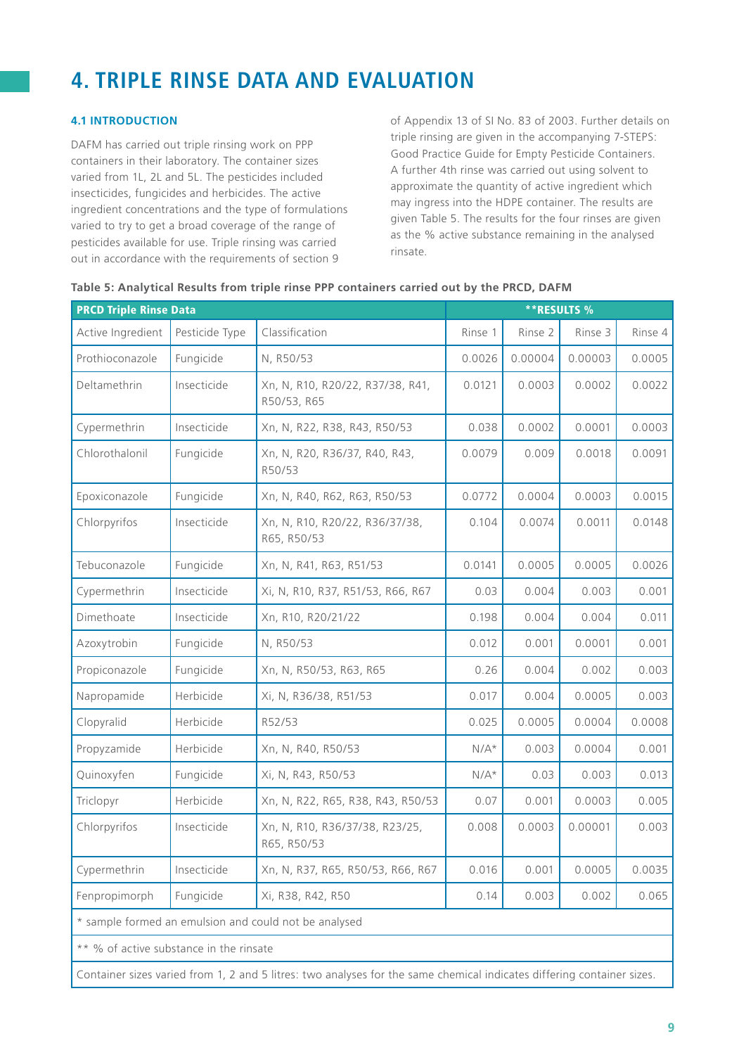# 4. TRIPLE RINSE DATA AND EVALUATION

### 4.1 INTRODUCTION

DAFM has carried out triple rinsing work on PPP containers in their laboratory. The container sizes varied from 1L, 2L and 5L. The pesticides included insecticides, fungicides and herbicides. The active ingredient concentrations and the type of formulations varied to try to get a broad coverage of the range of pesticides available for use. Triple rinsing was carried out in accordance with the requirements of section 9 of Appendix 13 of SI No. 83 of 2003. Further details on triple rinsing are given in the accompanying 7-STEPS: Good Practice Guide for Empty Pesticide Containers. A further 4th rinse was carried out using solvent to approximate the quantity of active ingredient which may ingress into the HDPE container. The results are given Table 5. The results for the four rinses are given as the % active substance remaining in the analysed rinsate.

**Table 5: Analytical Results from triple rinse PPP containers carried out by the PRCD, DAFM**

| PRCD Triple Rinse Data | | | **RESULTS % | | | |
|---|---|---|---|---|---|---|
| Active Ingredient | Pesticide Type | Classification | Rinse 1 | Rinse 2 | Rinse 3 | Rinse 4 |
| Prothioconazole | Fungicide | N, R50/53 | 0.0026 | 0.00004 | 0.00003 | 0.0005 |
| Deltamethrin | Insecticide | Xn, N, R10, R20/22, R37/38, R41, R50/53, R65 | 0.0121 | 0.0003 | 0.0002 | 0.0022 |
| Cypermethrin | Insecticide | Xn, N, R22, R38, R43, R50/53 | 0.038 | 0.0002 | 0.0001 | 0.0003 |
| Chlorothalonil | Fungicide | Xn, N, R20, R36/37, R40, R43, R50/53 | 0.0079 | 0.009 | 0.0018 | 0.0091 |
| Epoxiconazole | Fungicide | Xn, N, R40, R62, R63, R50/53 | 0.0772 | 0.0004 | 0.0003 | 0.0015 |
| Chlorpyrifos | Insecticide | Xn, N, R10, R20/22, R36/37/38, R65, R50/53 | 0.104 | 0.0074 | 0.0011 | 0.0148 |
| Tebuconazole | Fungicide | Xn, N, R41, R63, R51/53 | 0.0141 | 0.0005 | 0.0005 | 0.0026 |
| Cypermethrin | Insecticide | Xi, N, R10, R37, R51/53, R66, R67 | 0.03 | 0.004 | 0.003 | 0.001 |
| Dimethoate | Insecticide | Xn, R10, R20/21/22 | 0.198 | 0.004 | 0.004 | 0.011 |
| Azoxytrobin | Fungicide | N, R50/53 | 0.012 | 0.001 | 0.0001 | 0.001 |
| Propiconazole | Fungicide | Xn, N, R50/53, R63, R65 | 0.26 | 0.004 | 0.002 | 0.003 |
| Napropamide | Herbicide | Xi, N, R36/38, R51/53 | 0.017 | 0.004 | 0.0005 | 0.003 |
| Clopyralid | Herbicide | R52/53 | 0.025 | 0.0005 | 0.0004 | 0.0008 |
| Propyzamide | Herbicide | Xn, N, R40, R50/53 | N/A* | 0.003 | 0.0004 | 0.001 |
| Quinoxyfen | Fungicide | Xi, N, R43, R50/53 | N/A* | 0.03 | 0.003 | 0.013 |
| Triclopyr | Herbicide | Xn, N, R22, R65, R38, R43, R50/53 | 0.07 | 0.001 | 0.0003 | 0.005 |
| Chlorpyrifos | Insecticide | Xn, N, R10, R36/37/38, R23/25, R65, R50/53 | 0.008 | 0.0003 | 0.00001 | 0.003 |
| Cypermethrin | Insecticide | Xn, N, R37, R65, R50/53, R66, R67 | 0.016 | 0.001 | 0.0005 | 0.0035 |
| Fenpropimorph | Fungicide | Xi, R38, R42, R50 | 0.14 | 0.003 | 0.002 | 0.065 |
| * sample formed an emulsion and could not be analysed | | | | | | |
| ** % of active substance in the rinsate | | | | | | |
| Container sizes varied from 1, 2 and 5 litres: two analyses for the same chemical indicates differing container sizes. | | | | | | |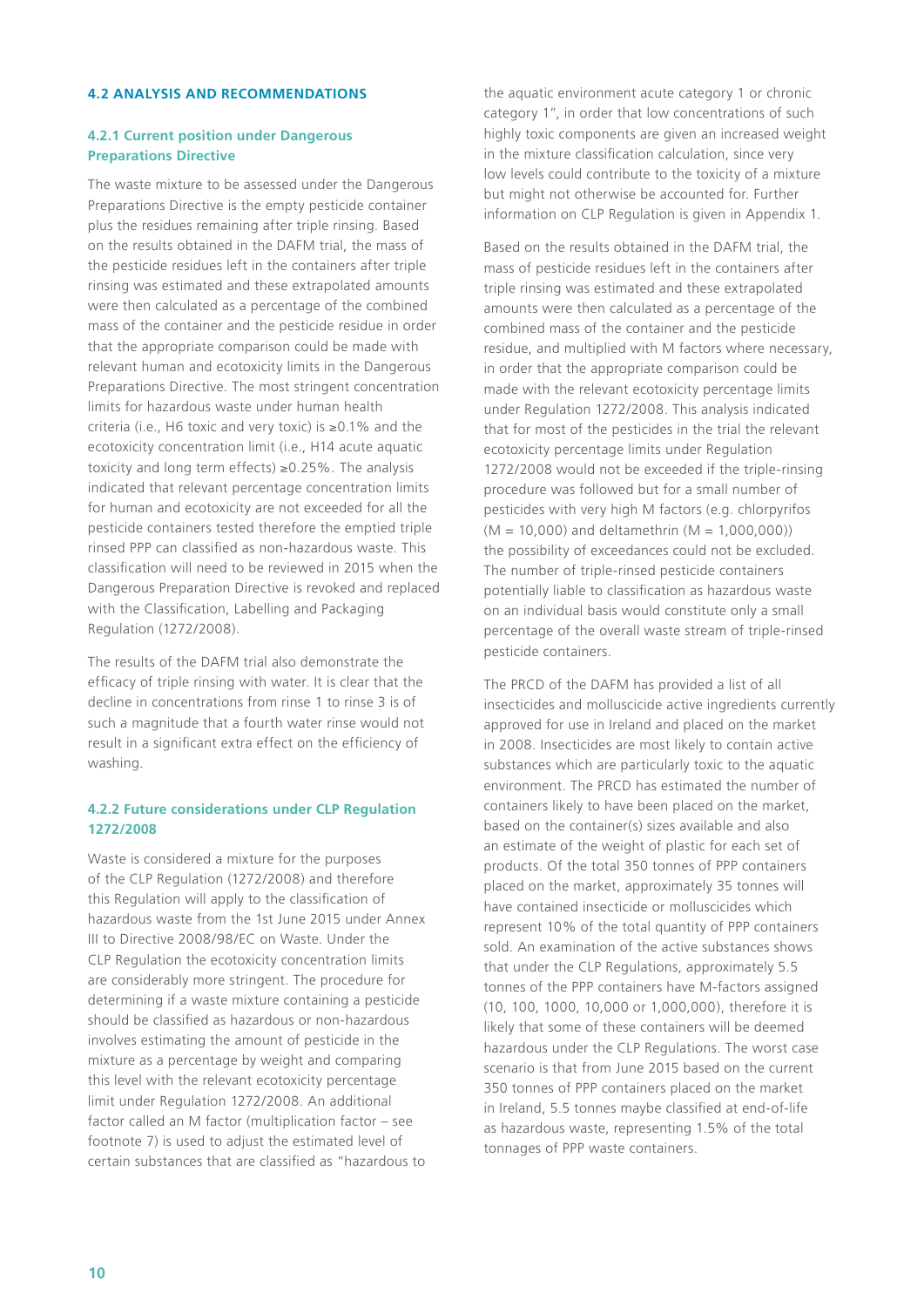### 4.2 ANALYSIS AND RECOMMENDATIONS

#### 4.2.1 Current position under Dangerous Preparations Directive

The waste mixture to be assessed under the Dangerous Preparations Directive is the empty pesticide container plus the residues remaining after triple rinsing. Based on the results obtained in the DAFM trial, the mass of the pesticide residues left in the containers after triple rinsing was estimated and these extrapolated amounts were then calculated as a percentage of the combined mass of the container and the pesticide residue in order that the appropriate comparison could be made with relevant human and ecotoxicity limits in the Dangerous Preparations Directive. The most stringent concentration limits for hazardous waste under human health criteria (i.e., H6 toxic and very toxic) is ≥0.1% and the ecotoxicity concentration limit (i.e., H14 acute aquatic toxicity and long term effects) ≥0.25%. The analysis indicated that relevant percentage concentration limits for human and ecotoxicity are not exceeded for all the pesticide containers tested therefore the emptied triple rinsed PPP can classified as non-hazardous waste. This classification will need to be reviewed in 2015 when the Dangerous Preparation Directive is revoked and replaced with the Classification, Labelling and Packaging Regulation (1272/2008).

The results of the DAFM trial also demonstrate the efficacy of triple rinsing with water. It is clear that the decline in concentrations from rinse 1 to rinse 3 is of such a magnitude that a fourth water rinse would not result in a significant extra effect on the efficiency of washing.

#### 4.2.2 Future considerations under CLP Regulation 1272/2008

Waste is considered a mixture for the purposes of the CLP Regulation (1272/2008) and therefore this Regulation will apply to the classification of hazardous waste from the 1st June 2015 under Annex III to Directive 2008/98/EC on Waste. Under the CLP Regulation the ecotoxicity concentration limits are considerably more stringent. The procedure for determining if a waste mixture containing a pesticide should be classified as hazardous or non-hazardous involves estimating the amount of pesticide in the mixture as a percentage by weight and comparing this level with the relevant ecotoxicity percentage limit under Regulation 1272/2008. An additional factor called an M factor (multiplication factor – see footnote 7) is used to adjust the estimated level of certain substances that are classified as "hazardous to the aquatic environment acute category 1 or chronic category 1", in order that low concentrations of such highly toxic components are given an increased weight in the mixture classification calculation, since very low levels could contribute to the toxicity of a mixture but might not otherwise be accounted for. Further information on CLP Regulation is given in Appendix 1.

Based on the results obtained in the DAFM trial, the mass of pesticide residues left in the containers after triple rinsing was estimated and these extrapolated amounts were then calculated as a percentage of the combined mass of the container and the pesticide residue, and multiplied with M factors where necessary, in order that the appropriate comparison could be made with the relevant ecotoxicity percentage limits under Regulation 1272/2008. This analysis indicated that for most of the pesticides in the trial the relevant ecotoxicity percentage limits under Regulation 1272/2008 would not be exceeded if the triple-rinsing procedure was followed but for a small number of pesticides with very high M factors (e.g. chlorpyrifos (M = 10,000) and deltamethrin (M = 1,000,000)) the possibility of exceedances could not be excluded. The number of triple-rinsed pesticide containers potentially liable to classification as hazardous waste on an individual basis would constitute only a small percentage of the overall waste stream of triple-rinsed pesticide containers.

The PRCD of the DAFM has provided a list of all insecticides and molluscicide active ingredients currently approved for use in Ireland and placed on the market in 2008. Insecticides are most likely to contain active substances which are particularly toxic to the aquatic environment. The PRCD has estimated the number of containers likely to have been placed on the market, based on the container(s) sizes available and also an estimate of the weight of plastic for each set of products. Of the total 350 tonnes of PPP containers placed on the market, approximately 35 tonnes will have contained insecticide or molluscicides which represent 10% of the total quantity of PPP containers sold. An examination of the active substances shows that under the CLP Regulations, approximately 5.5 tonnes of the PPP containers have M-factors assigned (10, 100, 1000, 10,000 or 1,000,000), therefore it is likely that some of these containers will be deemed hazardous under the CLP Regulations. The worst case scenario is that from June 2015 based on the current 350 tonnes of PPP containers placed on the market in Ireland, 5.5 tonnes maybe classified at end-of-life as hazardous waste, representing 1.5% of the total tonnages of PPP waste containers.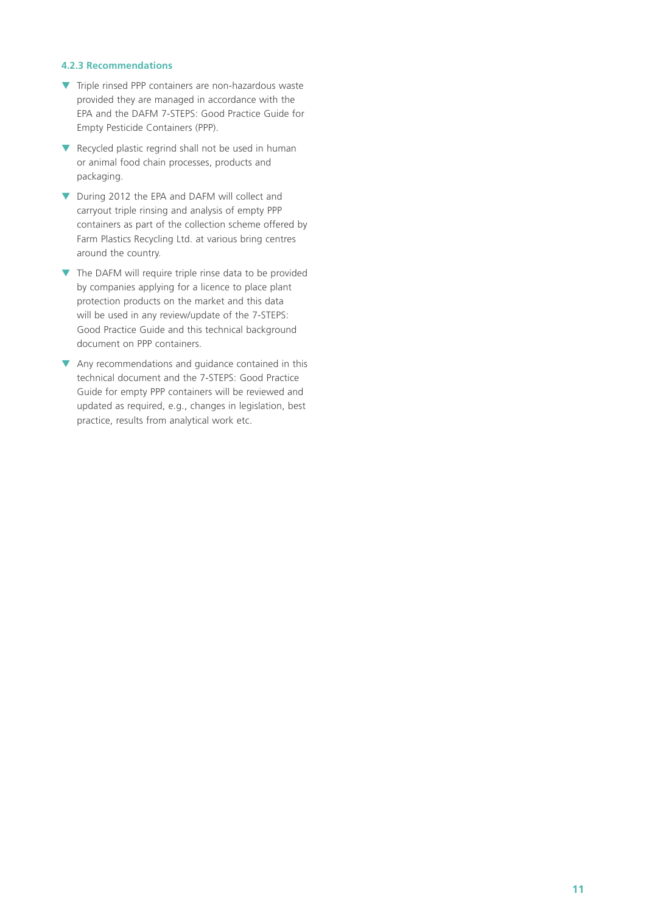#### 4.2.3 Recommendations

- Triple rinsed PPP containers are non-hazardous waste provided they are managed in accordance with the EPA and the DAFM 7-STEPS: Good Practice Guide for Empty Pesticide Containers (PPP).
- Recycled plastic regrind shall not be used in human or animal food chain processes, products and packaging.
- During 2012 the EPA and DAFM will collect and carryout triple rinsing and analysis of empty PPP containers as part of the collection scheme offered by Farm Plastics Recycling Ltd. at various bring centres around the country.
- The DAFM will require triple rinse data to be provided by companies applying for a licence to place plant protection products on the market and this data will be used in any review/update of the 7-STEPS: Good Practice Guide and this technical background document on PPP containers.
- Any recommendations and guidance contained in this technical document and the 7-STEPS: Good Practice Guide for empty PPP containers will be reviewed and updated as required, e.g., changes in legislation, best practice, results from analytical work etc.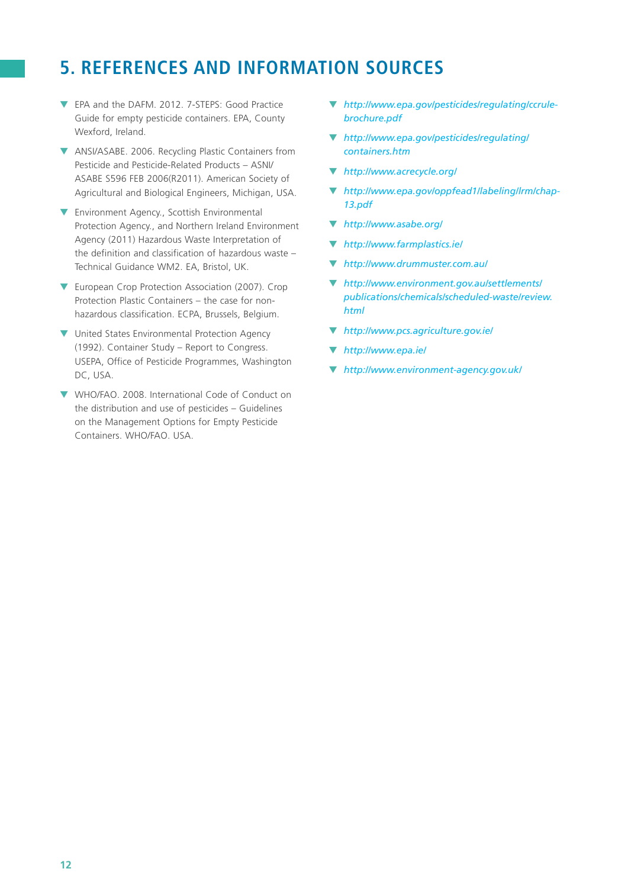# 5. REFERENCES AND INFORMATION SOURCES

- EPA and the DAFM. 2012. 7-STEPS: Good Practice Guide for empty pesticide containers. EPA, County Wexford, Ireland.
- ANSI/ASABE. 2006. Recycling Plastic Containers from Pesticide and Pesticide-Related Products – ASNI/ ASABE S596 FEB 2006(R2011). American Society of Agricultural and Biological Engineers, Michigan, USA.
- Environment Agency., Scottish Environmental Protection Agency., and Northern Ireland Environment Agency (2011) Hazardous Waste Interpretation of the definition and classification of hazardous waste – Technical Guidance WM2. EA, Bristol, UK.
- European Crop Protection Association (2007). Crop Protection Plastic Containers – the case for non-hazardous classification. ECPA, Brussels, Belgium.
- United States Environmental Protection Agency (1992). Container Study – Report to Congress. USEPA, Office of Pesticide Programmes, Washington DC, USA.
- WHO/FAO. 2008. International Code of Conduct on the distribution and use of pesticides – Guidelines on the Management Options for Empty Pesticide Containers. WHO/FAO. USA.
- *http://www.epa.gov/pesticides/regulating/ccrule-brochure.pdf*
- *http://www.epa.gov/pesticides/regulating/containers.htm*
- *http://www.acrecycle.org/*
- *http://www.epa.gov/oppfead1/labeling/lrm/chap-13.pdf*
- *http://www.asabe.org/*
- *http://www.farmplastics.ie/*
- *http://www.drummuster.com.au/*
- *http://www.environment.gov.au/settlements/publications/chemicals/scheduled-waste/review.html*
- *http://www.pcs.agriculture.gov.ie/*
- *http://www.epa.ie/*
- *http://www.environment-agency.gov.uk/*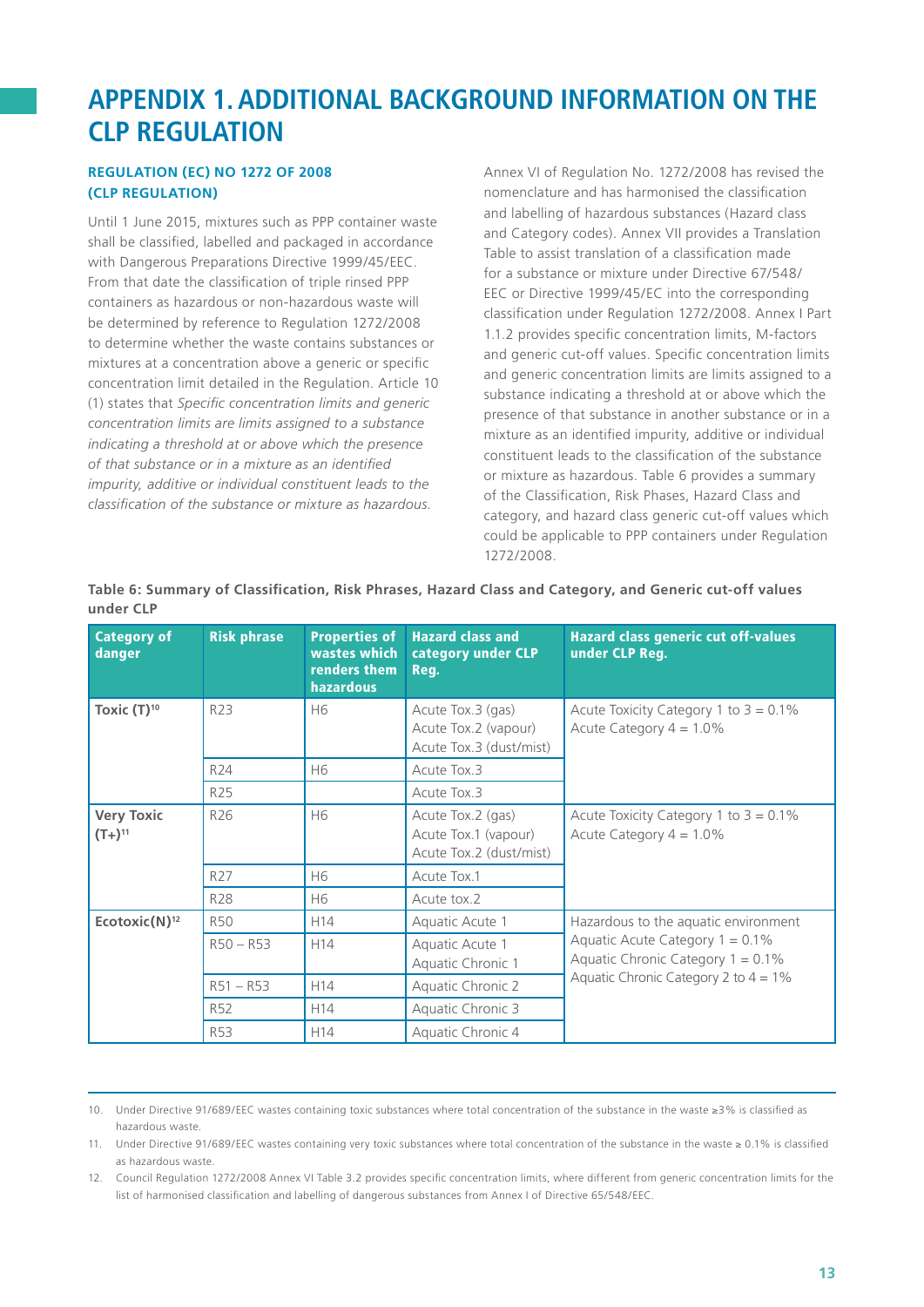# APPENDIX 1. ADDITIONAL BACKGROUND INFORMATION ON THE CLP REGULATION

### REGULATION (EC) NO 1272 OF 2008 (CLP REGULATION)

Until 1 June 2015, mixtures such as PPP container waste shall be classified, labelled and packaged in accordance with Dangerous Preparations Directive 1999/45/EEC. From that date the classification of triple rinsed PPP containers as hazardous or non-hazardous waste will be determined by reference to Regulation 1272/2008 to determine whether the waste contains substances or mixtures at a concentration above a generic or specific concentration limit detailed in the Regulation. Article 10 (1) states that *Specific concentration limits and generic concentration limits are limits assigned to a substance indicating a threshold at or above which the presence of that substance or in a mixture as an identified impurity, additive or individual constituent leads to the classification of the substance or mixture as hazardous.*

Annex VI of Regulation No. 1272/2008 has revised the nomenclature and has harmonised the classification and labelling of hazardous substances (Hazard class and Category codes). Annex VII provides a Translation Table to assist translation of a classification made for a substance or mixture under Directive 67/548/EEC or Directive 1999/45/EC into the corresponding classification under Regulation 1272/2008. Annex I Part 1.1.2 provides specific concentration limits, M-factors and generic cut-off values. Specific concentration limits and generic concentration limits are limits assigned to a substance indicating a threshold at or above which the presence of that substance in another substance or in a mixture as an identified impurity, additive or individual constituent leads to the classification of the substance or mixture as hazardous. Table 6 provides a summary of the Classification, Risk Phases, Hazard Class and category, and hazard class generic cut-off values which could be applicable to PPP containers under Regulation 1272/2008.

**Table 6: Summary of Classification, Risk Phrases, Hazard Class and Category, and Generic cut-off values under CLP**

| Category of danger | Risk phrase | Properties of wastes which renders them hazardous | Hazard class and category under CLP Reg. | Hazard class generic cut off-values under CLP Reg. |
|---|---|---|---|---|
| **Toxic (T)**[10] | R23 | H6 | Acute Tox.3 (gas)<br>Acute Tox.2 (vapour)<br>Acute Tox.3 (dust/mist) | Acute Toxicity Category 1 to 3 = 0.1%<br>Acute Category 4 = 1.0% |
| | R24 | H6 | Acute Tox.3 | |
| | R25 | | Acute Tox.3 | |
| **Very Toxic (T+)**[11] | R26 | H6 | Acute Tox.2 (gas)<br>Acute Tox.1 (vapour)<br>Acute Tox.2 (dust/mist) | Acute Toxicity Category 1 to 3 = 0.1%<br>Acute Category 4 = 1.0% |
| | R27 | H6 | Acute Tox.1 | |
| | R28 | H6 | Acute tox.2 | |
| **Ecotoxic(N)**[12] | R50 | H14 | Aquatic Acute 1 | Hazardous to the aquatic environment<br>Aquatic Acute Category 1 = 0.1%<br>Aquatic Chronic Category 1 = 0.1%<br>Aquatic Chronic Category 2 to 4 = 1% |
| | R50 – R53 | H14 | Aquatic Acute 1<br>Aquatic Chronic 1 | |
| | R51 – R53 | H14 | Aquatic Chronic 2 | |
| | R52 | H14 | Aquatic Chronic 3 | |
| | R53 | H14 | Aquatic Chronic 4 | |

10. Under Directive 91/689/EEC wastes containing toxic substances where total concentration of the substance in the waste ≥3% is classified as hazardous waste.
11. Under Directive 91/689/EEC wastes containing very toxic substances where total concentration of the substance in the waste ≥ 0.1% is classified as hazardous waste.
12. Council Regulation 1272/2008 Annex VI Table 3.2 provides specific concentration limits, where different from generic concentration limits for the list of harmonised classification and labelling of dangerous substances from Annex I of Directive 65/548/EEC.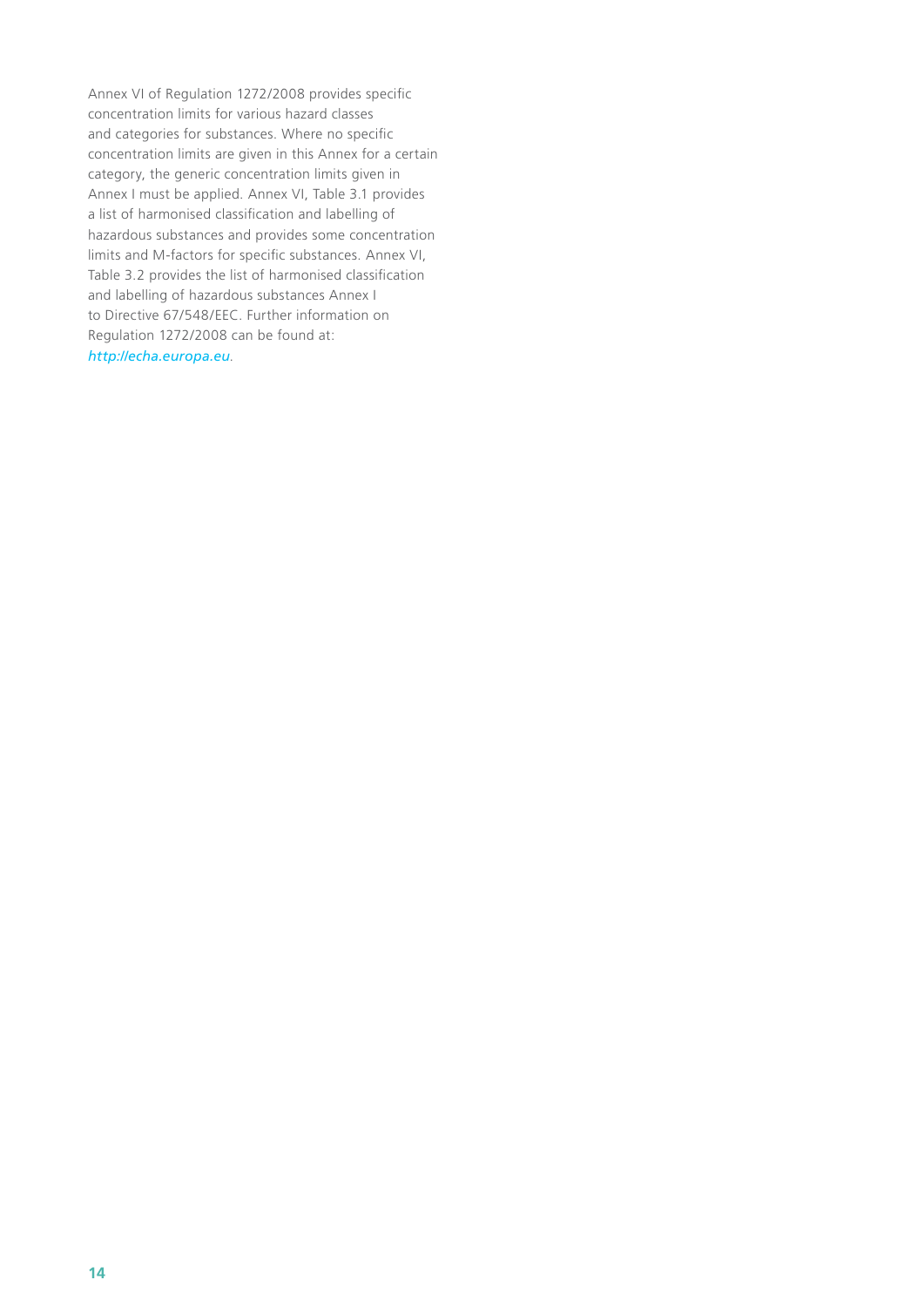Annex VI of Regulation 1272/2008 provides specific concentration limits for various hazard classes and categories for substances. Where no specific concentration limits are given in this Annex for a certain category, the generic concentration limits given in Annex I must be applied. Annex VI, Table 3.1 provides a list of harmonised classification and labelling of hazardous substances and provides some concentration limits and M-factors for specific substances. Annex VI, Table 3.2 provides the list of harmonised classification and labelling of hazardous substances Annex I to Directive 67/548/EEC. Further information on Regulation 1272/2008 can be found at: *http://echa.europa.eu*.